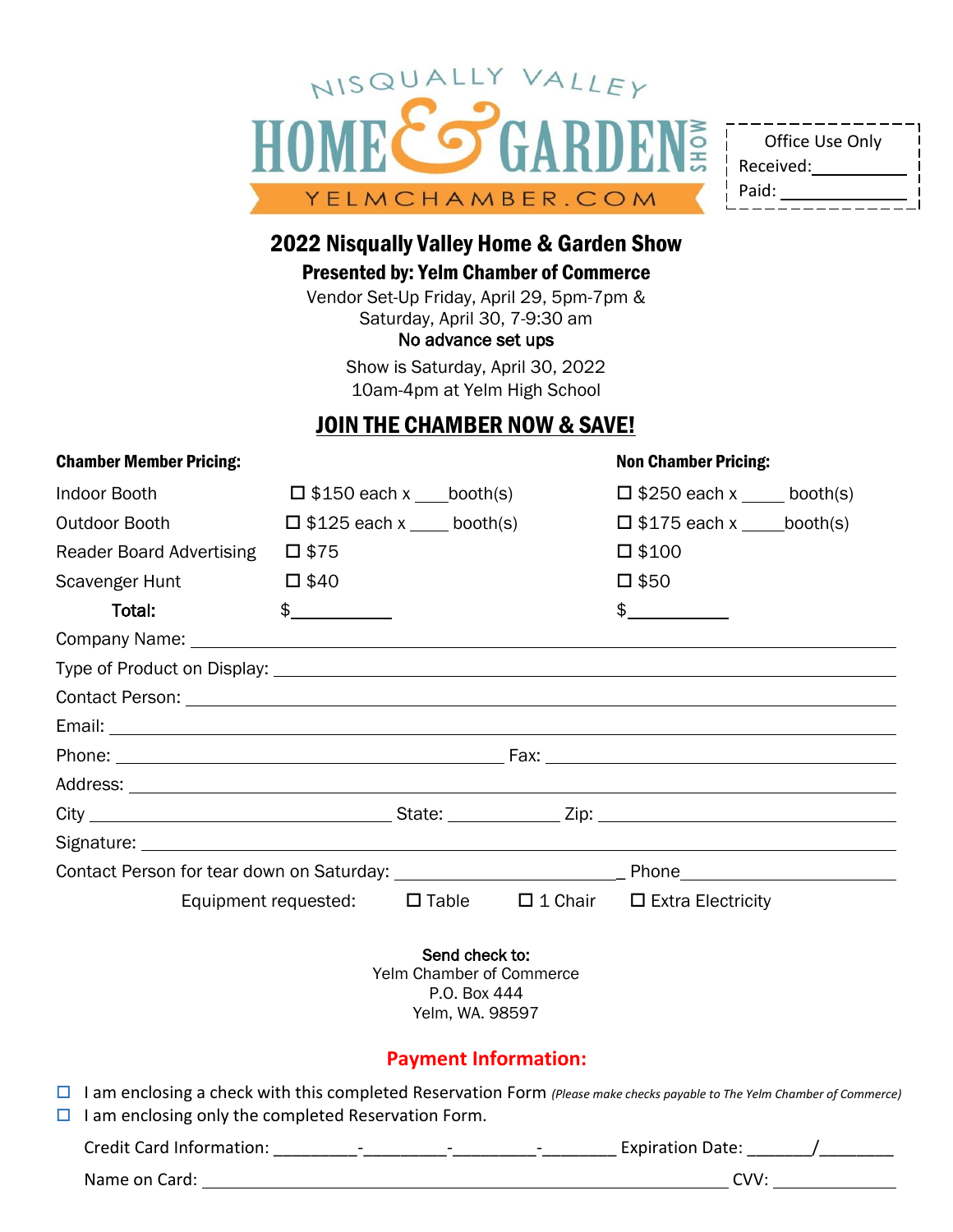NISQUALLY VALLEY

# HOME & GARDEN SHOW

YELMCHAMBER.COM

Office Use Only
Received: ___________
Paid: ___________

## 2022 Nisqually Valley Home & Garden Show

### Presented by: Yelm Chamber of Commerce

Vendor Set-Up Friday, April 29, 5pm-7pm &
Saturday, April 30, 7-9:30 am
**No advance set ups**

Show is Saturday, April 30, 2022
10am-4pm at Yelm High School

## JOIN THE CHAMBER NOW & SAVE!

| | **Chamber Member Pricing:** | **Non Chamber Pricing:** |
|---|---|---|
| Indoor Booth | ☐ $150 each x ___booth(s) | ☐ $250 each x _____ booth(s) |
| Outdoor Booth | ☐ $125 each x ____ booth(s) | ☐ $175 each x _____booth(s) |
| Reader Board Advertising | ☐ $75 | ☐ $100 |
| Scavenger Hunt | ☐ $40 | ☐ $50 |
| **Total:** | $___________ | $___________ |

Company Name: ___________________________________________

Type of Product on Display: ___________________________________________

Contact Person: ___________________________________________

Email: ___________________________________________

Phone: ______________________________ Fax: ______________________________

Address: ___________________________________________

City ______________________ State: __________ Zip: ______________________

Signature: ___________________________________________

Contact Person for tear down on Saturday: ______________________ Phone______________________

Equipment requested: ☐ Table ☐ 1 Chair ☐ Extra Electricity

**Send check to:**
Yelm Chamber of Commerce
P.O. Box 444
Yelm, WA. 98597

## Payment Information:

☐ I am enclosing a check with this completed Reservation Form *(Please make checks payable to The Yelm Chamber of Commerce)*
☐ I am enclosing only the completed Reservation Form.

Credit Card Information: _________-_________-_________-________ Expiration Date: _______/________

Name on Card: ___________________________________________ CVV: ______________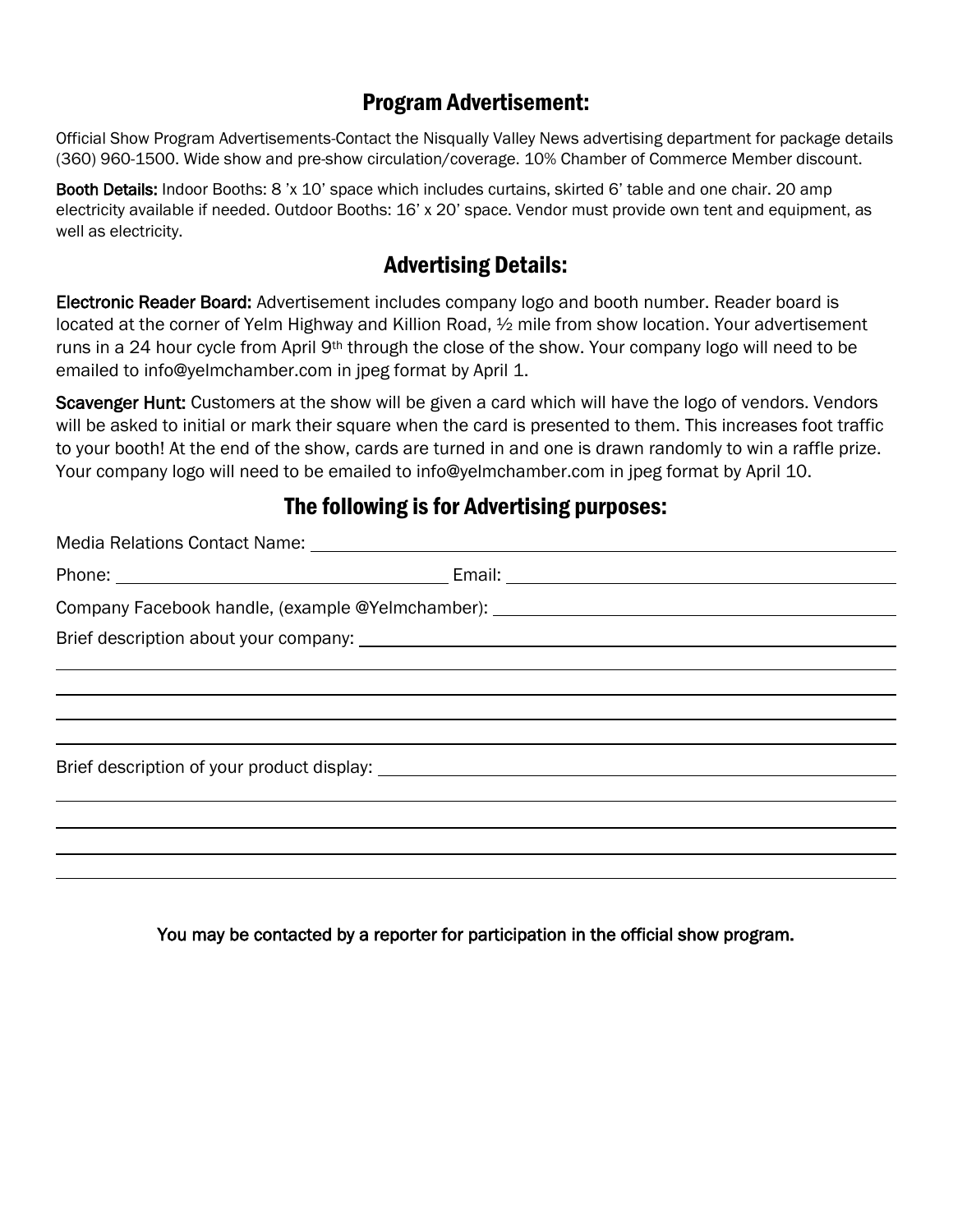## Program Advertisement:

Official Show Program Advertisements-Contact the Nisqually Valley News advertising department for package details (360) 960-1500. Wide show and pre-show circulation/coverage. 10% Chamber of Commerce Member discount.

**Booth Details:** Indoor Booths: 8 'x 10' space which includes curtains, skirted 6' table and one chair. 20 amp electricity available if needed. Outdoor Booths: 16' x 20' space. Vendor must provide own tent and equipment, as well as electricity.

## Advertising Details:

**Electronic Reader Board:** Advertisement includes company logo and booth number. Reader board is located at the corner of Yelm Highway and Killion Road, ½ mile from show location. Your advertisement runs in a 24 hour cycle from April 9th through the close of the show. Your company logo will need to be emailed to info@yelmchamber.com in jpeg format by April 1.

**Scavenger Hunt:** Customers at the show will be given a card which will have the logo of vendors. Vendors will be asked to initial or mark their square when the card is presented to them. This increases foot traffic to your booth! At the end of the show, cards are turned in and one is drawn randomly to win a raffle prize. Your company logo will need to be emailed to info@yelmchamber.com in jpeg format by April 10.

## The following is for Advertising purposes:

Media Relations Contact Name: ______________________________________________

Phone: ______________________________ Email: ______________________________

Company Facebook handle, (example @Yelmchamber): ______________________________

Brief description about your company: ______________________________________________

______________________________________________________________________________

______________________________________________________________________________

______________________________________________________________________________

______________________________________________________________________________

Brief description of your product display: ______________________________________________

______________________________________________________________________________

______________________________________________________________________________

______________________________________________________________________________

______________________________________________________________________________

**You may be contacted by a reporter for participation in the official show program.**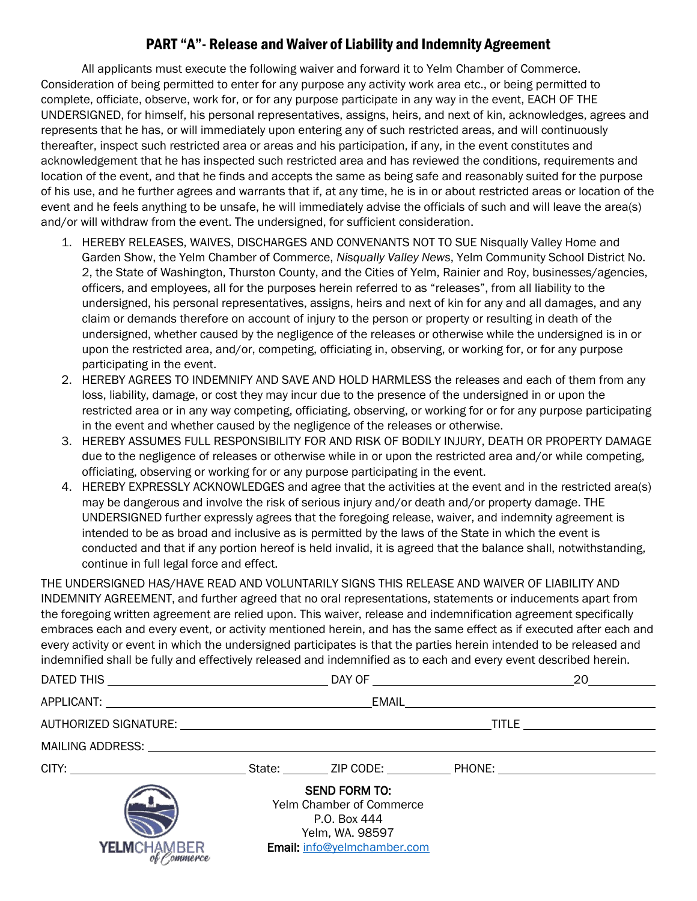## PART "A"- Release and Waiver of Liability and Indemnity Agreement

All applicants must execute the following waiver and forward it to Yelm Chamber of Commerce. Consideration of being permitted to enter for any purpose any activity work area etc., or being permitted to complete, officiate, observe, work for, or for any purpose participate in any way in the event, EACH OF THE UNDERSIGNED, for himself, his personal representatives, assigns, heirs, and next of kin, acknowledges, agrees and represents that he has, or will immediately upon entering any of such restricted areas, and will continuously thereafter, inspect such restricted area or areas and his participation, if any, in the event constitutes and acknowledgement that he has inspected such restricted area and has reviewed the conditions, requirements and location of the event, and that he finds and accepts the same as being safe and reasonably suited for the purpose of his use, and he further agrees and warrants that if, at any time, he is in or about restricted areas or location of the event and he feels anything to be unsafe, he will immediately advise the officials of such and will leave the area(s) and/or will withdraw from the event. The undersigned, for sufficient consideration.

1. HEREBY RELEASES, WAIVES, DISCHARGES AND CONVENANTS NOT TO SUE Nisqually Valley Home and Garden Show, the Yelm Chamber of Commerce, *Nisqually Valley News*, Yelm Community School District No. 2, the State of Washington, Thurston County, and the Cities of Yelm, Rainier and Roy, businesses/agencies, officers, and employees, all for the purposes herein referred to as "releases", from all liability to the undersigned, his personal representatives, assigns, heirs and next of kin for any and all damages, and any claim or demands therefore on account of injury to the person or property or resulting in death of the undersigned, whether caused by the negligence of the releases or otherwise while the undersigned is in or upon the restricted area, and/or, competing, officiating in, observing, or working for, or for any purpose participating in the event.
2. HEREBY AGREES TO INDEMNIFY AND SAVE AND HOLD HARMLESS the releases and each of them from any loss, liability, damage, or cost they may incur due to the presence of the undersigned in or upon the restricted area or in any way competing, officiating, observing, or working for or for any purpose participating in the event and whether caused by the negligence of the releases or otherwise.
3. HEREBY ASSUMES FULL RESPONSIBILITY FOR AND RISK OF BODILY INJURY, DEATH OR PROPERTY DAMAGE due to the negligence of releases or otherwise while in or upon the restricted area and/or while competing, officiating, observing or working for or any purpose participating in the event.
4. HEREBY EXPRESSLY ACKNOWLEDGES and agree that the activities at the event and in the restricted area(s) may be dangerous and involve the risk of serious injury and/or death and/or property damage. THE UNDERSIGNED further expressly agrees that the foregoing release, waiver, and indemnity agreement is intended to be as broad and inclusive as is permitted by the laws of the State in which the event is conducted and that if any portion hereof is held invalid, it is agreed that the balance shall, notwithstanding, continue in full legal force and effect.

THE UNDERSIGNED HAS/HAVE READ AND VOLUNTARILY SIGNS THIS RELEASE AND WAIVER OF LIABILITY AND INDEMNITY AGREEMENT, and further agreed that no oral representations, statements or inducements apart from the foregoing written agreement are relied upon. This waiver, release and indemnification agreement specifically embraces each and every event, or activity mentioned herein, and has the same effect as if executed after each and every activity or event in which the undersigned participates is that the parties herein intended to be released and indemnified shall be fully and effectively released and indemnified as to each and every event described herein.

DATED THIS ____________________ DAY OF ____________________ 20________

APPLICANT: ______________________________ EMAIL ______________________________

AUTHORIZED SIGNATURE: ______________________________ TITLE ____________________

MAILING ADDRESS: ________________________________________________________________

CITY: ____________________ State: ________ ZIP CODE: __________ PHONE: ____________________

YELM CHAMBER of Commerce

**SEND FORM TO:**
Yelm Chamber of Commerce
P.O. Box 444
Yelm, WA. 98597
**Email:** info@yelmchamber.com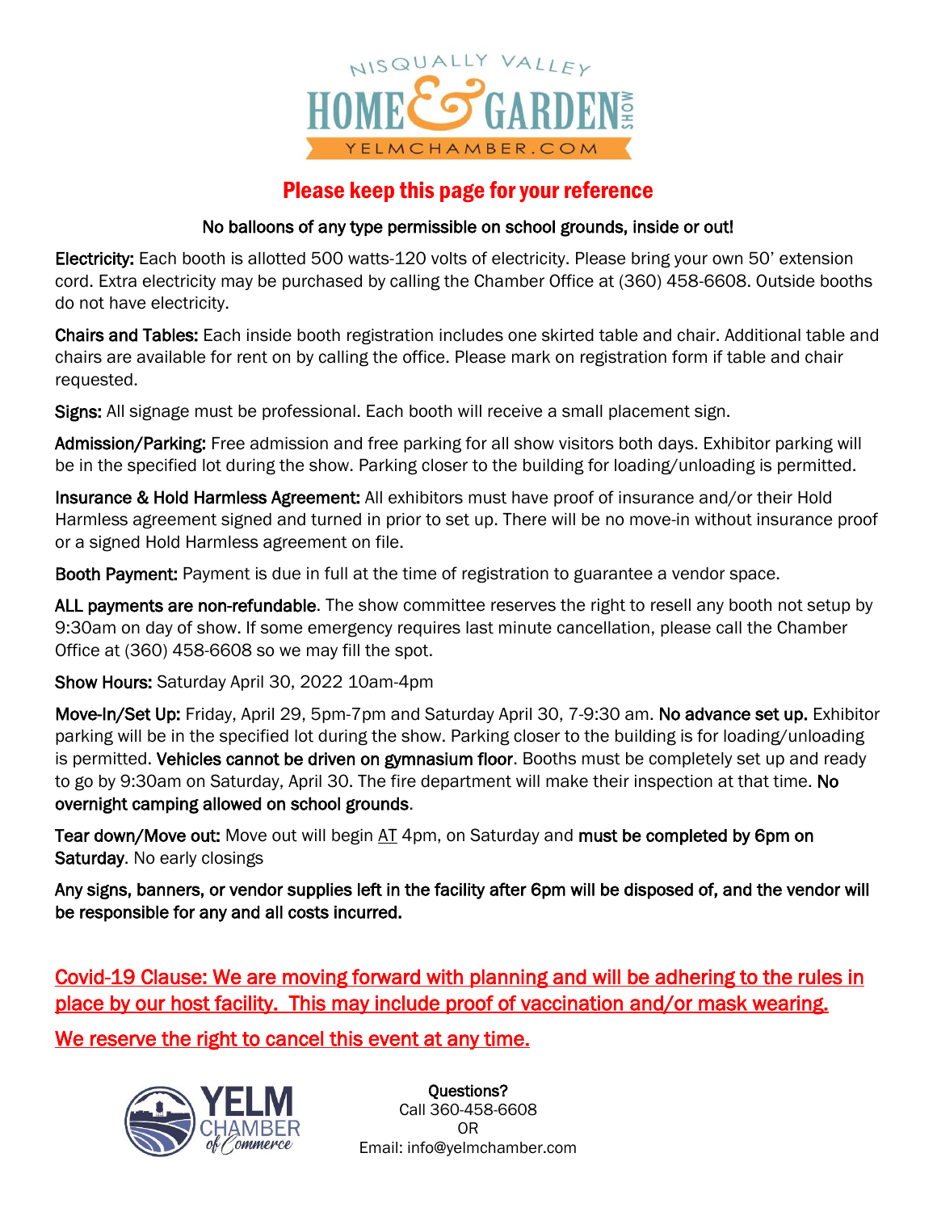NISQUALLY VALLEY

HOME & GARDEN SHOW

YELMCHAMBER.COM

## Please keep this page for your reference

**No balloons of any type permissible on school grounds, inside or out!**

**Electricity:** Each booth is allotted 500 watts-120 volts of electricity. Please bring your own 50' extension cord. Extra electricity may be purchased by calling the Chamber Office at (360) 458-6608. Outside booths do not have electricity.

**Chairs and Tables:** Each inside booth registration includes one skirted table and chair. Additional table and chairs are available for rent on by calling the office. Please mark on registration form if table and chair requested.

**Signs:** All signage must be professional. Each booth will receive a small placement sign.

**Admission/Parking:** Free admission and free parking for all show visitors both days. Exhibitor parking will be in the specified lot during the show. Parking closer to the building for loading/unloading is permitted.

**Insurance & Hold Harmless Agreement:** All exhibitors must have proof of insurance and/or their Hold Harmless agreement signed and turned in prior to set up. There will be no move-in without insurance proof or a signed Hold Harmless agreement on file.

**Booth Payment:** Payment is due in full at the time of registration to guarantee a vendor space.

**ALL payments are non-refundable.** The show committee reserves the right to resell any booth not setup by 9:30am on day of show. If some emergency requires last minute cancellation, please call the Chamber Office at (360) 458-6608 so we may fill the spot.

**Show Hours:** Saturday April 30, 2022 10am-4pm

**Move-In/Set Up:** Friday, April 29, 5pm-7pm and Saturday April 30, 7-9:30 am. **No advance set up.** Exhibitor parking will be in the specified lot during the show. Parking closer to the building is for loading/unloading is permitted. **Vehicles cannot be driven on gymnasium floor**. Booths must be completely set up and ready to go by 9:30am on Saturday, April 30. The fire department will make their inspection at that time. **No overnight camping allowed on school grounds**.

**Tear down/Move out:** Move out will begin AT 4pm, on Saturday and **must be completed by 6pm on Saturday**. No early closings

**Any signs, banners, or vendor supplies left in the facility after 6pm will be disposed of, and the vendor will be responsible for any and all costs incurred.**

Covid-19 Clause: We are moving forward with planning and will be adhering to the rules in place by our host facility. This may include proof of vaccination and/or mask wearing.

We reserve the right to cancel this event at any time.

YELM CHAMBER of Commerce

**Questions?**
Call 360-458-6608
OR
Email: info@yelmchamber.com